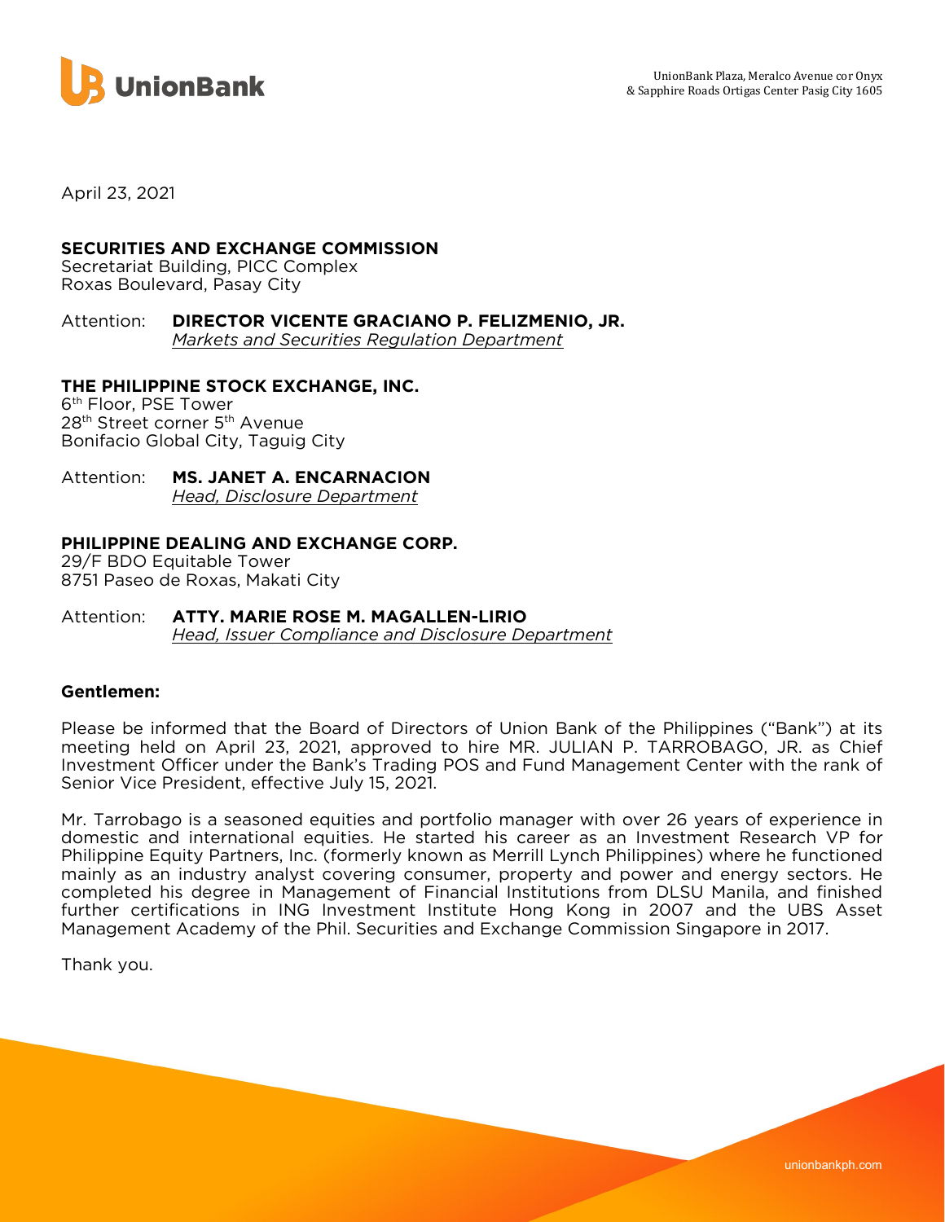UnionBank Plaza, Meralco Avenue cor Onyx
& Sapphire Roads Ortigas Center Pasig City 1605

April 23, 2021

**SECURITIES AND EXCHANGE COMMISSION**
Secretariat Building, PICC Complex
Roxas Boulevard, Pasay City

Attention: **DIRECTOR VICENTE GRACIANO P. FELIZMENIO, JR.**
*Markets and Securities Regulation Department*

**THE PHILIPPINE STOCK EXCHANGE, INC.**
6th Floor, PSE Tower
28th Street corner 5th Avenue
Bonifacio Global City, Taguig City

Attention: **MS. JANET A. ENCARNACION**
*Head, Disclosure Department*

**PHILIPPINE DEALING AND EXCHANGE CORP.**
29/F BDO Equitable Tower
8751 Paseo de Roxas, Makati City

Attention: **ATTY. MARIE ROSE M. MAGALLEN-LIRIO**
*Head, Issuer Compliance and Disclosure Department*

**Gentlemen:**

Please be informed that the Board of Directors of Union Bank of the Philippines ("Bank") at its meeting held on April 23, 2021, approved to hire MR. JULIAN P. TARROBAGO, JR. as Chief Investment Officer under the Bank's Trading POS and Fund Management Center with the rank of Senior Vice President, effective July 15, 2021.

Mr. Tarrobago is a seasoned equities and portfolio manager with over 26 years of experience in domestic and international equities. He started his career as an Investment Research VP for Philippine Equity Partners, Inc. (formerly known as Merrill Lynch Philippines) where he functioned mainly as an industry analyst covering consumer, property and power and energy sectors. He completed his degree in Management of Financial Institutions from DLSU Manila, and finished further certifications in ING Investment Institute Hong Kong in 2007 and the UBS Asset Management Academy of the Phil. Securities and Exchange Commission Singapore in 2017.

Thank you.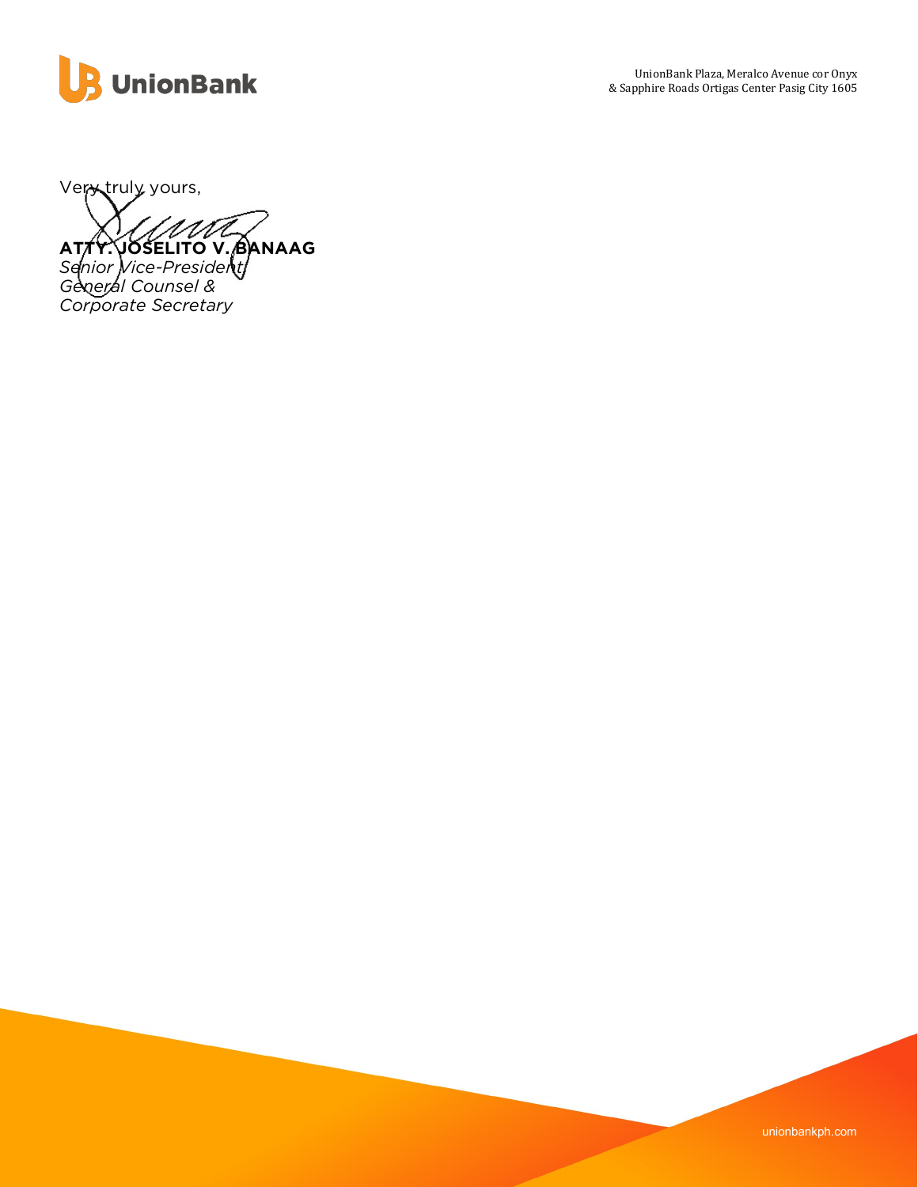Very truly yours,

**ATTY. JOSELITO V. BANAAG**
*Senior Vice-President,*
*General Counsel &*
*Corporate Secretary*